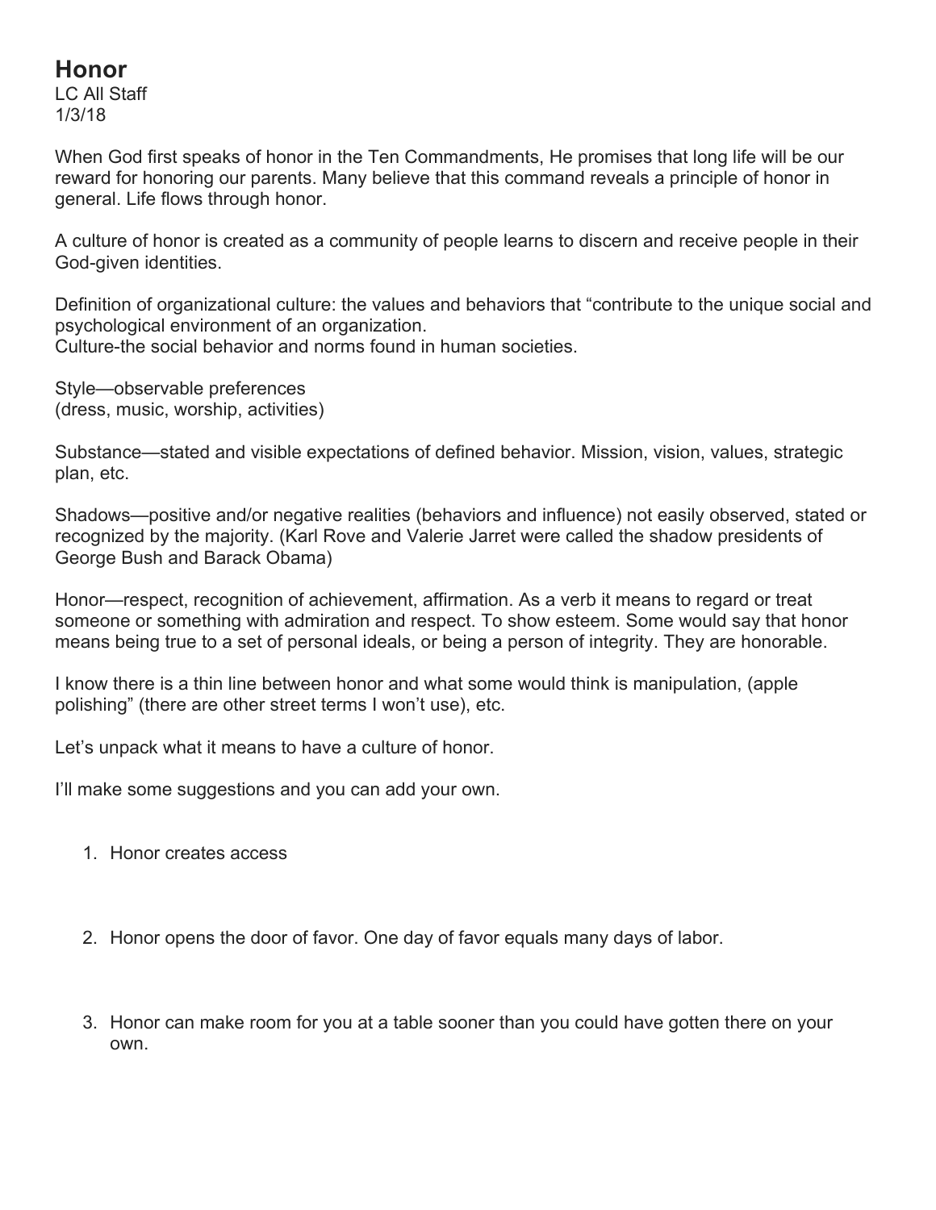# Honor

LC All Staff
1/3/18

When God first speaks of honor in the Ten Commandments, He promises that long life will be our reward for honoring our parents. Many believe that this command reveals a principle of honor in general. Life flows through honor.

A culture of honor is created as a community of people learns to discern and receive people in their God-given identities.

Definition of organizational culture: the values and behaviors that "contribute to the unique social and psychological environment of an organization.
Culture-the social behavior and norms found in human societies.

Style—observable preferences
(dress, music, worship, activities)

Substance—stated and visible expectations of defined behavior. Mission, vision, values, strategic plan, etc.

Shadows—positive and/or negative realities (behaviors and influence) not easily observed, stated or recognized by the majority. (Karl Rove and Valerie Jarret were called the shadow presidents of George Bush and Barack Obama)

Honor—respect, recognition of achievement, affirmation. As a verb it means to regard or treat someone or something with admiration and respect. To show esteem. Some would say that honor means being true to a set of personal ideals, or being a person of integrity. They are honorable.

I know there is a thin line between honor and what some would think is manipulation, (apple polishing" (there are other street terms I won't use), etc.

Let's unpack what it means to have a culture of honor.

I'll make some suggestions and you can add your own.

1. Honor creates access

2. Honor opens the door of favor. One day of favor equals many days of labor.

3. Honor can make room for you at a table sooner than you could have gotten there on your own.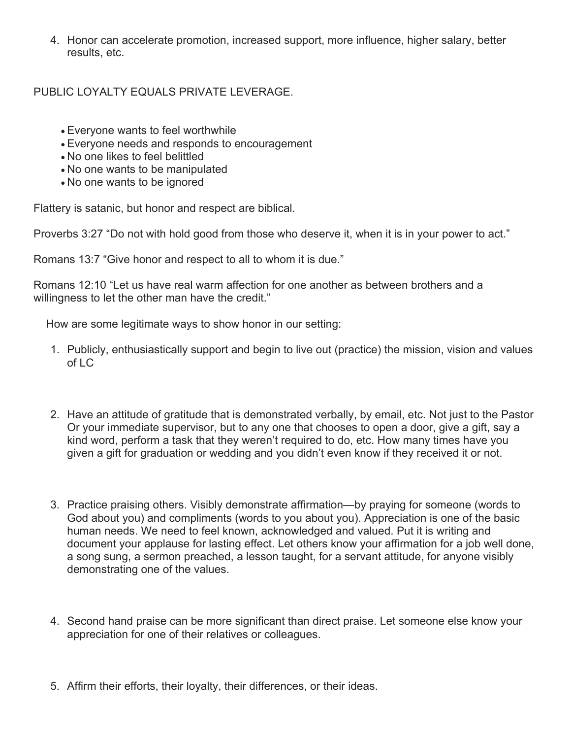4. Honor can accelerate promotion, increased support, more influence, higher salary, better results, etc.

PUBLIC LOYALTY EQUALS PRIVATE LEVERAGE.

- Everyone wants to feel worthwhile
- Everyone needs and responds to encouragement
- No one likes to feel belittled
- No one wants to be manipulated
- No one wants to be ignored

Flattery is satanic, but honor and respect are biblical.

Proverbs 3:27 "Do not with hold good from those who deserve it, when it is in your power to act."

Romans 13:7 "Give honor and respect to all to whom it is due."

Romans 12:10 "Let us have real warm affection for one another as between brothers and a willingness to let the other man have the credit."

How are some legitimate ways to show honor in our setting:

1. Publicly, enthusiastically support and begin to live out (practice) the mission, vision and values of LC

2. Have an attitude of gratitude that is demonstrated verbally, by email, etc. Not just to the Pastor Or your immediate supervisor, but to any one that chooses to open a door, give a gift, say a kind word, perform a task that they weren't required to do, etc. How many times have you given a gift for graduation or wedding and you didn't even know if they received it or not.

3. Practice praising others. Visibly demonstrate affirmation—by praying for someone (words to God about you) and compliments (words to you about you). Appreciation is one of the basic human needs. We need to feel known, acknowledged and valued. Put it is writing and document your applause for lasting effect. Let others know your affirmation for a job well done, a song sung, a sermon preached, a lesson taught, for a servant attitude, for anyone visibly demonstrating one of the values.

4. Second hand praise can be more significant than direct praise. Let someone else know your appreciation for one of their relatives or colleagues.

5. Affirm their efforts, their loyalty, their differences, or their ideas.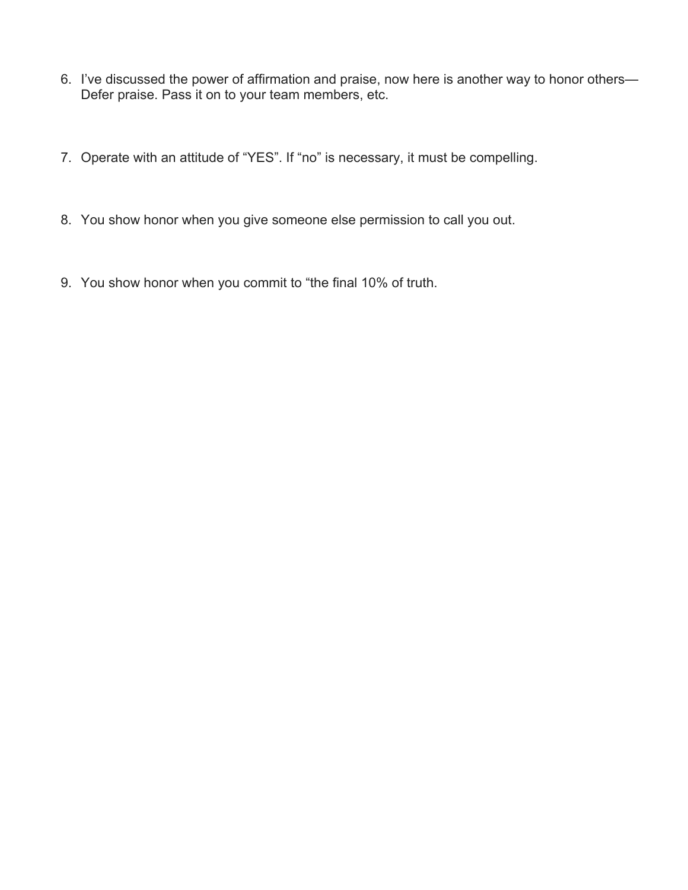6. I've discussed the power of affirmation and praise, now here is another way to honor others—Defer praise. Pass it on to your team members, etc.

7. Operate with an attitude of "YES". If "no" is necessary, it must be compelling.

8. You show honor when you give someone else permission to call you out.

9. You show honor when you commit to "the final 10% of truth.